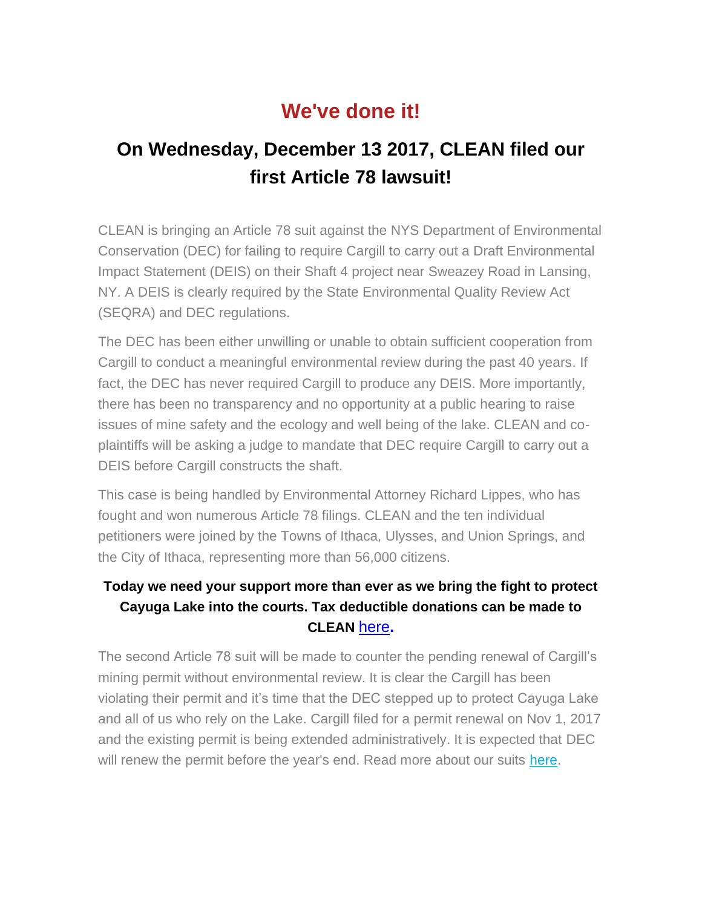# We've done it!

## On Wednesday, December 13 2017, CLEAN filed our first Article 78 lawsuit!

CLEAN is bringing an Article 78 suit against the NYS Department of Environmental Conservation (DEC) for failing to require Cargill to carry out a Draft Environmental Impact Statement (DEIS) on their Shaft 4 project near Sweazey Road in Lansing, NY. A DEIS is clearly required by the State Environmental Quality Review Act (SEQRA) and DEC regulations.

The DEC has been either unwilling or unable to obtain sufficient cooperation from Cargill to conduct a meaningful environmental review during the past 40 years. If fact, the DEC has never required Cargill to produce any DEIS. More importantly, there has been no transparency and no opportunity at a public hearing to raise issues of mine safety and the ecology and well being of the lake. CLEAN and co-plaintiffs will be asking a judge to mandate that DEC require Cargill to carry out a DEIS before Cargill constructs the shaft.

This case is being handled by Environmental Attorney Richard Lippes, who has fought and won numerous Article 78 filings. CLEAN and the ten individual petitioners were joined by the Towns of Ithaca, Ulysses, and Union Springs, and the City of Ithaca, representing more than 56,000 citizens.

**Today we need your support more than ever as we bring the fight to protect Cayuga Lake into the courts. Tax deductible donations can be made to CLEAN here.**

The second Article 78 suit will be made to counter the pending renewal of Cargill's mining permit without environmental review. It is clear the Cargill has been violating their permit and it's time that the DEC stepped up to protect Cayuga Lake and all of us who rely on the Lake. Cargill filed for a permit renewal on Nov 1, 2017 and the existing permit is being extended administratively. It is expected that DEC will renew the permit before the year's end. Read more about our suits here.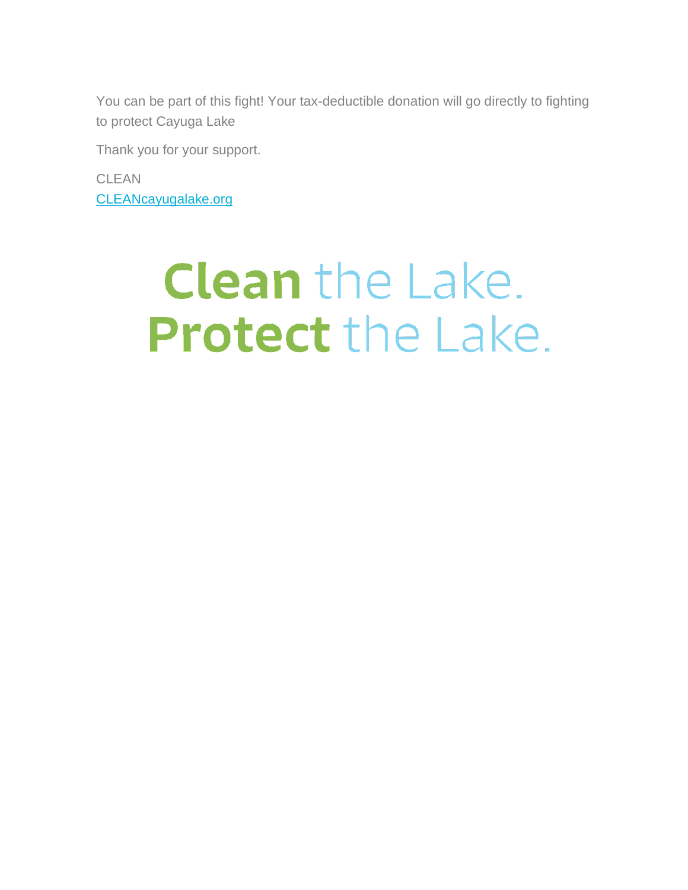You can be part of this fight! Your tax-deductible donation will go directly to fighting to protect Cayuga Lake

Thank you for your support.

CLEAN
[CLEANcayugalake.org](CLEANcayugalake.org)

**Clean** the Lake.
**Protect** the Lake.